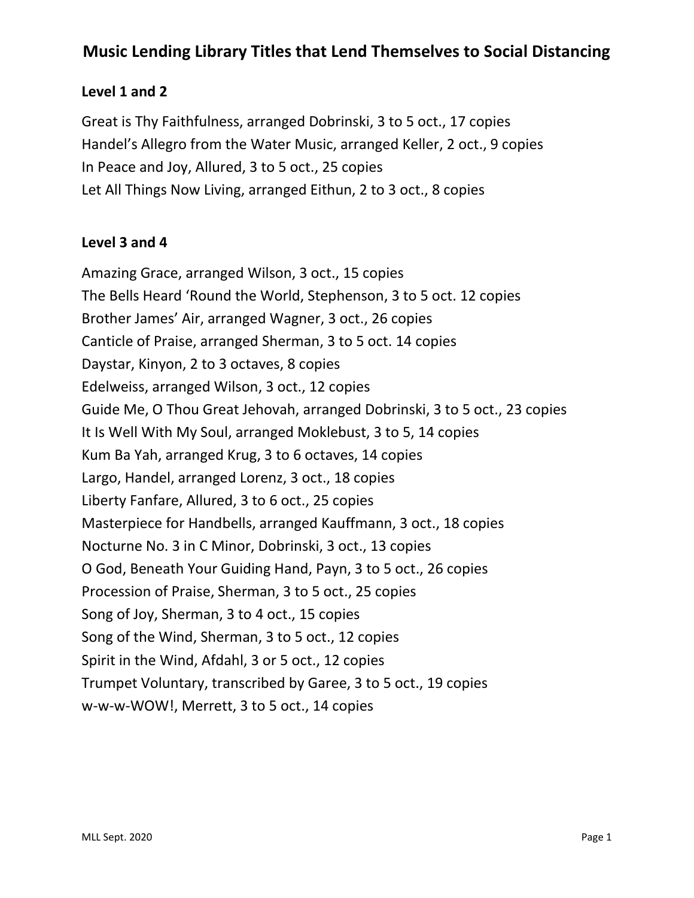# Music Lending Library Titles that Lend Themselves to Social Distancing

## Level 1 and 2

Great is Thy Faithfulness, arranged Dobrinski, 3 to 5 oct., 17 copies
Handel's Allegro from the Water Music, arranged Keller, 2 oct., 9 copies
In Peace and Joy, Allured, 3 to 5 oct., 25 copies
Let All Things Now Living, arranged Eithun, 2 to 3 oct., 8 copies

## Level 3 and 4

Amazing Grace, arranged Wilson, 3 oct., 15 copies
The Bells Heard 'Round the World, Stephenson, 3 to 5 oct. 12 copies
Brother James' Air, arranged Wagner, 3 oct., 26 copies
Canticle of Praise, arranged Sherman, 3 to 5 oct. 14 copies
Daystar, Kinyon, 2 to 3 octaves, 8 copies
Edelweiss, arranged Wilson, 3 oct., 12 copies
Guide Me, O Thou Great Jehovah, arranged Dobrinski, 3 to 5 oct., 23 copies
It Is Well With My Soul, arranged Moklebust, 3 to 5, 14 copies
Kum Ba Yah, arranged Krug, 3 to 6 octaves, 14 copies
Largo, Handel, arranged Lorenz, 3 oct., 18 copies
Liberty Fanfare, Allured, 3 to 6 oct., 25 copies
Masterpiece for Handbells, arranged Kauffmann, 3 oct., 18 copies
Nocturne No. 3 in C Minor, Dobrinski, 3 oct., 13 copies
O God, Beneath Your Guiding Hand, Payn, 3 to 5 oct., 26 copies
Procession of Praise, Sherman, 3 to 5 oct., 25 copies
Song of Joy, Sherman, 3 to 4 oct., 15 copies
Song of the Wind, Sherman, 3 to 5 oct., 12 copies
Spirit in the Wind, Afdahl, 3 or 5 oct., 12 copies
Trumpet Voluntary, transcribed by Garee, 3 to 5 oct., 19 copies
w-w-w-WOW!, Merrett, 3 to 5 oct., 14 copies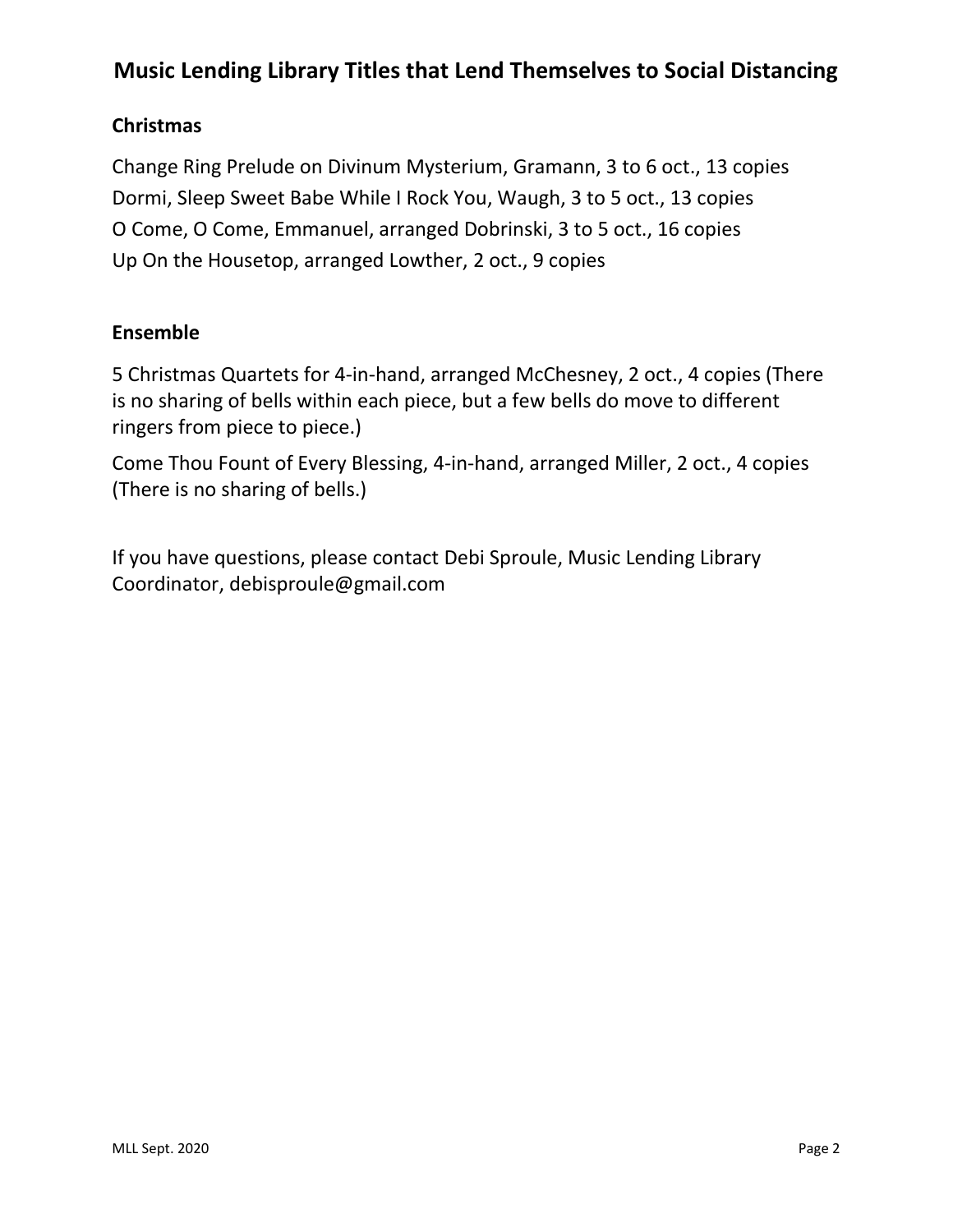## Music Lending Library Titles that Lend Themselves to Social Distancing

### Christmas

Change Ring Prelude on Divinum Mysterium, Gramann, 3 to 6 oct., 13 copies
Dormi, Sleep Sweet Babe While I Rock You, Waugh, 3 to 5 oct., 13 copies
O Come, O Come, Emmanuel, arranged Dobrinski, 3 to 5 oct., 16 copies
Up On the Housetop, arranged Lowther, 2 oct., 9 copies

### Ensemble

5 Christmas Quartets for 4-in-hand, arranged McChesney, 2 oct., 4 copies (There is no sharing of bells within each piece, but a few bells do move to different ringers from piece to piece.)

Come Thou Fount of Every Blessing, 4-in-hand, arranged Miller, 2 oct., 4 copies (There is no sharing of bells.)

If you have questions, please contact Debi Sproule, Music Lending Library Coordinator, debisproule@gmail.com